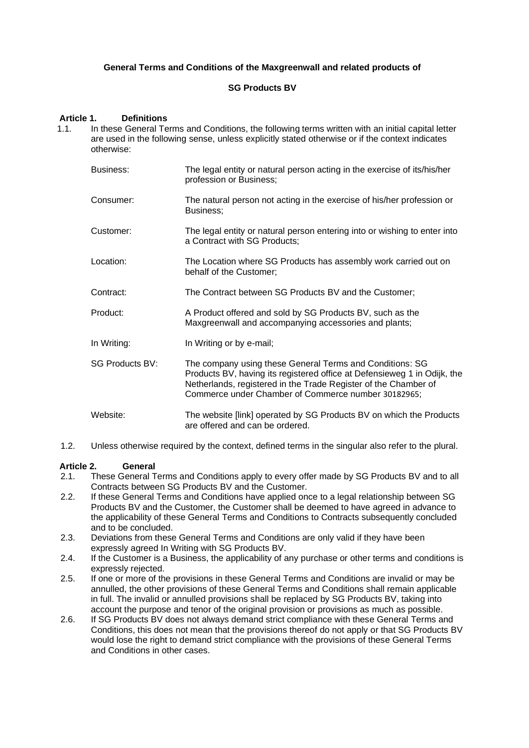**General Terms and Conditions of the Maxgreenwall and related products of**

**SG Products BV**

## Article 1. Definitions

1.1. In these General Terms and Conditions, the following terms written with an initial capital letter are used in the following sense, unless explicitly stated otherwise or if the context indicates otherwise:

| | |
|---|---|
| Business: | The legal entity or natural person acting in the exercise of its/his/her profession or Business; |
| Consumer: | The natural person not acting in the exercise of his/her profession or Business; |
| Customer: | The legal entity or natural person entering into or wishing to enter into a Contract with SG Products; |
| Location: | The Location where SG Products has assembly work carried out on behalf of the Customer; |
| Contract: | The Contract between SG Products BV and the Customer; |
| Product: | A Product offered and sold by SG Products BV, such as the Maxgreenwall and accompanying accessories and plants; |
| In Writing: | In Writing or by e-mail; |
| SG Products BV: | The company using these General Terms and Conditions: SG Products BV, having its registered office at Defensieweg 1 in Odijk, the Netherlands, registered in the Trade Register of the Chamber of Commerce under Chamber of Commerce number 30182965; |
| Website: | The website [link] operated by SG Products BV on which the Products are offered and can be ordered. |

1.2. Unless otherwise required by the context, defined terms in the singular also refer to the plural.

## Article 2. General

2.1. These General Terms and Conditions apply to every offer made by SG Products BV and to all Contracts between SG Products BV and the Customer.

2.2. If these General Terms and Conditions have applied once to a legal relationship between SG Products BV and the Customer, the Customer shall be deemed to have agreed in advance to the applicability of these General Terms and Conditions to Contracts subsequently concluded and to be concluded.

2.3. Deviations from these General Terms and Conditions are only valid if they have been expressly agreed In Writing with SG Products BV.

2.4. If the Customer is a Business, the applicability of any purchase or other terms and conditions is expressly rejected.

2.5. If one or more of the provisions in these General Terms and Conditions are invalid or may be annulled, the other provisions of these General Terms and Conditions shall remain applicable in full. The invalid or annulled provisions shall be replaced by SG Products BV, taking into account the purpose and tenor of the original provision or provisions as much as possible.

2.6. If SG Products BV does not always demand strict compliance with these General Terms and Conditions, this does not mean that the provisions thereof do not apply or that SG Products BV would lose the right to demand strict compliance with the provisions of these General Terms and Conditions in other cases.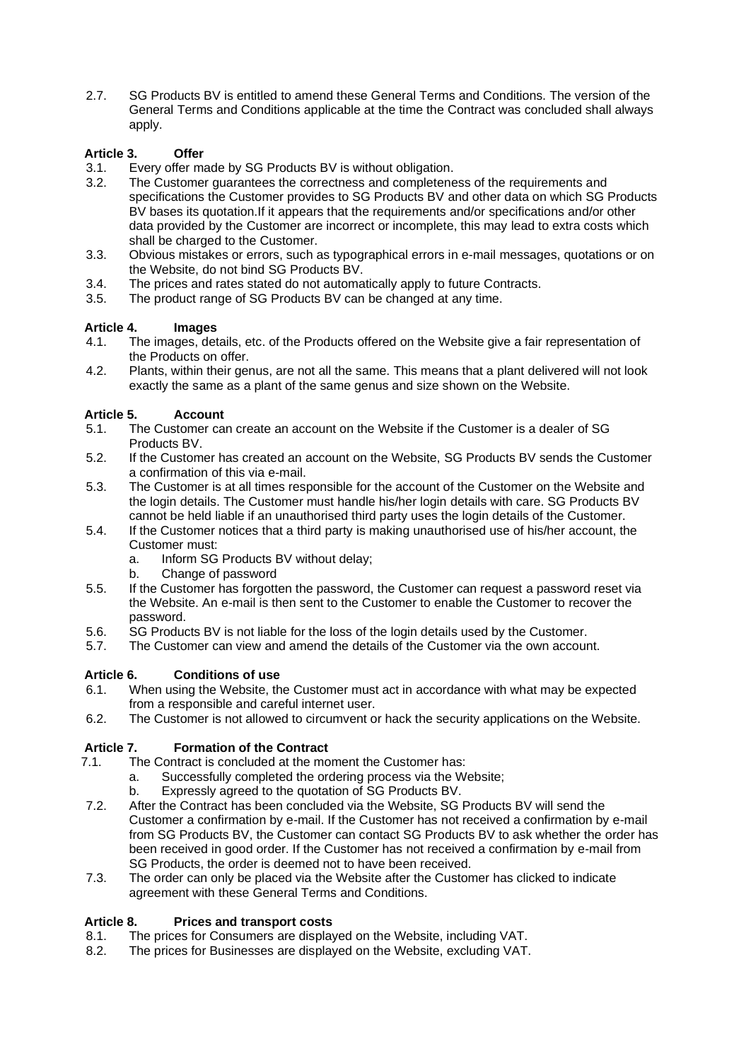2.7. SG Products BV is entitled to amend these General Terms and Conditions. The version of the General Terms and Conditions applicable at the time the Contract was concluded shall always apply.

### Article 3. Offer

3.1. Every offer made by SG Products BV is without obligation.

3.2. The Customer guarantees the correctness and completeness of the requirements and specifications the Customer provides to SG Products BV and other data on which SG Products BV bases its quotation.If it appears that the requirements and/or specifications and/or other data provided by the Customer are incorrect or incomplete, this may lead to extra costs which shall be charged to the Customer.

3.3. Obvious mistakes or errors, such as typographical errors in e-mail messages, quotations or on the Website, do not bind SG Products BV.

3.4. The prices and rates stated do not automatically apply to future Contracts.

3.5. The product range of SG Products BV can be changed at any time.

### Article 4. Images

4.1. The images, details, etc. of the Products offered on the Website give a fair representation of the Products on offer.

4.2. Plants, within their genus, are not all the same. This means that a plant delivered will not look exactly the same as a plant of the same genus and size shown on the Website.

### Article 5. Account

5.1. The Customer can create an account on the Website if the Customer is a dealer of SG Products BV.

5.2. If the Customer has created an account on the Website, SG Products BV sends the Customer a confirmation of this via e-mail.

5.3. The Customer is at all times responsible for the account of the Customer on the Website and the login details. The Customer must handle his/her login details with care. SG Products BV cannot be held liable if an unauthorised third party uses the login details of the Customer.

5.4. If the Customer notices that a third party is making unauthorised use of his/her account, the Customer must:

  a. Inform SG Products BV without delay;
  b. Change of password

5.5. If the Customer has forgotten the password, the Customer can request a password reset via the Website. An e-mail is then sent to the Customer to enable the Customer to recover the password.

5.6. SG Products BV is not liable for the loss of the login details used by the Customer.

5.7. The Customer can view and amend the details of the Customer via the own account.

### Article 6. Conditions of use

6.1. When using the Website, the Customer must act in accordance with what may be expected from a responsible and careful internet user.

6.2. The Customer is not allowed to circumvent or hack the security applications on the Website.

### Article 7. Formation of the Contract

7.1. The Contract is concluded at the moment the Customer has:

  a. Successfully completed the ordering process via the Website;
  b. Expressly agreed to the quotation of SG Products BV.

7.2. After the Contract has been concluded via the Website, SG Products BV will send the Customer a confirmation by e-mail. If the Customer has not received a confirmation by e-mail from SG Products BV, the Customer can contact SG Products BV to ask whether the order has been received in good order. If the Customer has not received a confirmation by e-mail from SG Products, the order is deemed not to have been received.

7.3. The order can only be placed via the Website after the Customer has clicked to indicate agreement with these General Terms and Conditions.

### Article 8. Prices and transport costs

8.1. The prices for Consumers are displayed on the Website, including VAT.

8.2. The prices for Businesses are displayed on the Website, excluding VAT.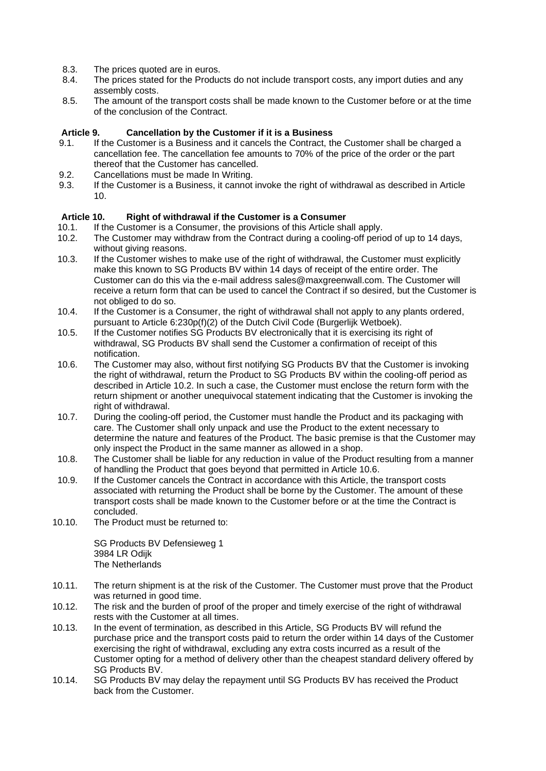8.3. The prices quoted are in euros.

8.4. The prices stated for the Products do not include transport costs, any import duties and any assembly costs.

8.5. The amount of the transport costs shall be made known to the Customer before or at the time of the conclusion of the Contract.

## Article 9. Cancellation by the Customer if it is a Business

9.1. If the Customer is a Business and it cancels the Contract, the Customer shall be charged a cancellation fee. The cancellation fee amounts to 70% of the price of the order or the part thereof that the Customer has cancelled.

9.2. Cancellations must be made In Writing.

9.3. If the Customer is a Business, it cannot invoke the right of withdrawal as described in Article 10.

## Article 10. Right of withdrawal if the Customer is a Consumer

10.1. If the Customer is a Consumer, the provisions of this Article shall apply.

10.2. The Customer may withdraw from the Contract during a cooling-off period of up to 14 days, without giving reasons.

10.3. If the Customer wishes to make use of the right of withdrawal, the Customer must explicitly make this known to SG Products BV within 14 days of receipt of the entire order. The Customer can do this via the e-mail address sales@maxgreenwall.com. The Customer will receive a return form that can be used to cancel the Contract if so desired, but the Customer is not obliged to do so.

10.4. If the Customer is a Consumer, the right of withdrawal shall not apply to any plants ordered, pursuant to Article 6:230p(f)(2) of the Dutch Civil Code (Burgerlijk Wetboek).

10.5. If the Customer notifies SG Products BV electronically that it is exercising its right of withdrawal, SG Products BV shall send the Customer a confirmation of receipt of this notification.

10.6. The Customer may also, without first notifying SG Products BV that the Customer is invoking the right of withdrawal, return the Product to SG Products BV within the cooling-off period as described in Article 10.2. In such a case, the Customer must enclose the return form with the return shipment or another unequivocal statement indicating that the Customer is invoking the right of withdrawal.

10.7. During the cooling-off period, the Customer must handle the Product and its packaging with care. The Customer shall only unpack and use the Product to the extent necessary to determine the nature and features of the Product. The basic premise is that the Customer may only inspect the Product in the same manner as allowed in a shop.

10.8. The Customer shall be liable for any reduction in value of the Product resulting from a manner of handling the Product that goes beyond that permitted in Article 10.6.

10.9. If the Customer cancels the Contract in accordance with this Article, the transport costs associated with returning the Product shall be borne by the Customer. The amount of these transport costs shall be made known to the Customer before or at the time the Contract is concluded.

10.10. The Product must be returned to:

SG Products BV Defensieweg 1
3984 LR Odijk
The Netherlands

10.11. The return shipment is at the risk of the Customer. The Customer must prove that the Product was returned in good time.

10.12. The risk and the burden of proof of the proper and timely exercise of the right of withdrawal rests with the Customer at all times.

10.13. In the event of termination, as described in this Article, SG Products BV will refund the purchase price and the transport costs paid to return the order within 14 days of the Customer exercising the right of withdrawal, excluding any extra costs incurred as a result of the Customer opting for a method of delivery other than the cheapest standard delivery offered by SG Products BV.

10.14. SG Products BV may delay the repayment until SG Products BV has received the Product back from the Customer.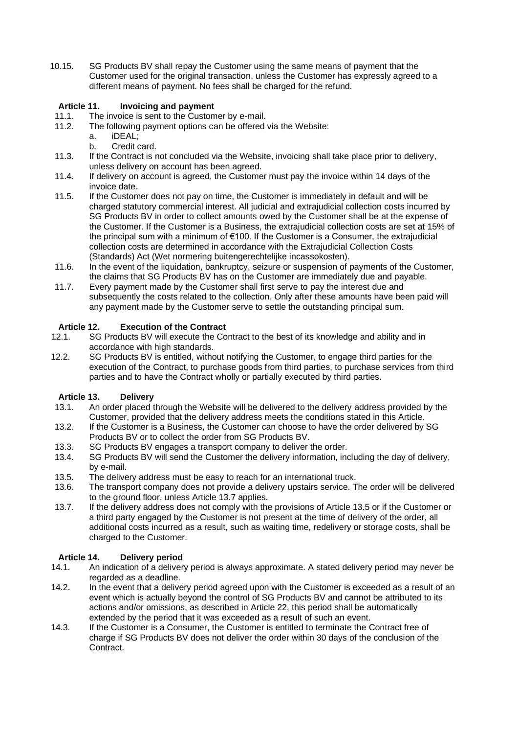10.15. SG Products BV shall repay the Customer using the same means of payment that the Customer used for the original transaction, unless the Customer has expressly agreed to a different means of payment. No fees shall be charged for the refund.

### Article 11. Invoicing and payment

11.1. The invoice is sent to the Customer by e-mail.

11.2. The following payment options can be offered via the Website:

a. iDEAL;

b. Credit card.

11.3. If the Contract is not concluded via the Website, invoicing shall take place prior to delivery, unless delivery on account has been agreed.

11.4. If delivery on account is agreed, the Customer must pay the invoice within 14 days of the invoice date.

11.5. If the Customer does not pay on time, the Customer is immediately in default and will be charged statutory commercial interest. All judicial and extrajudicial collection costs incurred by SG Products BV in order to collect amounts owed by the Customer shall be at the expense of the Customer. If the Customer is a Business, the extrajudicial collection costs are set at 15% of the principal sum with a minimum of €100. If the Customer is a Consumer, the extrajudicial collection costs are determined in accordance with the Extrajudicial Collection Costs (Standards) Act (Wet normering buitengerechtelijke incassokosten).

11.6. In the event of the liquidation, bankruptcy, seizure or suspension of payments of the Customer, the claims that SG Products BV has on the Customer are immediately due and payable.

11.7. Every payment made by the Customer shall first serve to pay the interest due and subsequently the costs related to the collection. Only after these amounts have been paid will any payment made by the Customer serve to settle the outstanding principal sum.

### Article 12. Execution of the Contract

12.1. SG Products BV will execute the Contract to the best of its knowledge and ability and in accordance with high standards.

12.2. SG Products BV is entitled, without notifying the Customer, to engage third parties for the execution of the Contract, to purchase goods from third parties, to purchase services from third parties and to have the Contract wholly or partially executed by third parties.

### Article 13. Delivery

13.1. An order placed through the Website will be delivered to the delivery address provided by the Customer, provided that the delivery address meets the conditions stated in this Article.

13.2. If the Customer is a Business, the Customer can choose to have the order delivered by SG Products BV or to collect the order from SG Products BV.

13.3. SG Products BV engages a transport company to deliver the order.

13.4. SG Products BV will send the Customer the delivery information, including the day of delivery, by e-mail.

13.5. The delivery address must be easy to reach for an international truck.

13.6. The transport company does not provide a delivery upstairs service. The order will be delivered to the ground floor, unless Article 13.7 applies.

13.7. If the delivery address does not comply with the provisions of Article 13.5 or if the Customer or a third party engaged by the Customer is not present at the time of delivery of the order, all additional costs incurred as a result, such as waiting time, redelivery or storage costs, shall be charged to the Customer.

### Article 14. Delivery period

14.1. An indication of a delivery period is always approximate. A stated delivery period may never be regarded as a deadline.

14.2. In the event that a delivery period agreed upon with the Customer is exceeded as a result of an event which is actually beyond the control of SG Products BV and cannot be attributed to its actions and/or omissions, as described in Article 22, this period shall be automatically extended by the period that it was exceeded as a result of such an event.

14.3. If the Customer is a Consumer, the Customer is entitled to terminate the Contract free of charge if SG Products BV does not deliver the order within 30 days of the conclusion of the Contract.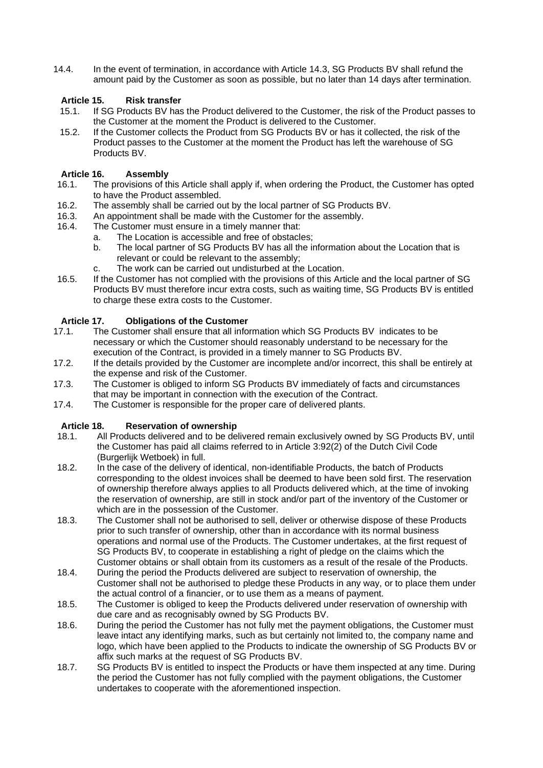14.4. In the event of termination, in accordance with Article 14.3, SG Products BV shall refund the amount paid by the Customer as soon as possible, but no later than 14 days after termination.

## Article 15. Risk transfer

15.1. If SG Products BV has the Product delivered to the Customer, the risk of the Product passes to the Customer at the moment the Product is delivered to the Customer.

15.2. If the Customer collects the Product from SG Products BV or has it collected, the risk of the Product passes to the Customer at the moment the Product has left the warehouse of SG Products BV.

## Article 16. Assembly

16.1. The provisions of this Article shall apply if, when ordering the Product, the Customer has opted to have the Product assembled.

16.2. The assembly shall be carried out by the local partner of SG Products BV.

16.3. An appointment shall be made with the Customer for the assembly.

16.4. The Customer must ensure in a timely manner that:

a. The Location is accessible and free of obstacles;

b. The local partner of SG Products BV has all the information about the Location that is relevant or could be relevant to the assembly;

c. The work can be carried out undisturbed at the Location.

16.5. If the Customer has not complied with the provisions of this Article and the local partner of SG Products BV must therefore incur extra costs, such as waiting time, SG Products BV is entitled to charge these extra costs to the Customer.

## Article 17. Obligations of the Customer

17.1. The Customer shall ensure that all information which SG Products BV indicates to be necessary or which the Customer should reasonably understand to be necessary for the execution of the Contract, is provided in a timely manner to SG Products BV.

17.2. If the details provided by the Customer are incomplete and/or incorrect, this shall be entirely at the expense and risk of the Customer.

17.3. The Customer is obliged to inform SG Products BV immediately of facts and circumstances that may be important in connection with the execution of the Contract.

17.4. The Customer is responsible for the proper care of delivered plants.

## Article 18. Reservation of ownership

18.1. All Products delivered and to be delivered remain exclusively owned by SG Products BV, until the Customer has paid all claims referred to in Article 3:92(2) of the Dutch Civil Code (Burgerlijk Wetboek) in full.

18.2. In the case of the delivery of identical, non-identifiable Products, the batch of Products corresponding to the oldest invoices shall be deemed to have been sold first. The reservation of ownership therefore always applies to all Products delivered which, at the time of invoking the reservation of ownership, are still in stock and/or part of the inventory of the Customer or which are in the possession of the Customer.

18.3. The Customer shall not be authorised to sell, deliver or otherwise dispose of these Products prior to such transfer of ownership, other than in accordance with its normal business operations and normal use of the Products. The Customer undertakes, at the first request of SG Products BV, to cooperate in establishing a right of pledge on the claims which the Customer obtains or shall obtain from its customers as a result of the resale of the Products.

18.4. During the period the Products delivered are subject to reservation of ownership, the Customer shall not be authorised to pledge these Products in any way, or to place them under the actual control of a financier, or to use them as a means of payment.

18.5. The Customer is obliged to keep the Products delivered under reservation of ownership with due care and as recognisably owned by SG Products BV.

18.6. During the period the Customer has not fully met the payment obligations, the Customer must leave intact any identifying marks, such as but certainly not limited to, the company name and logo, which have been applied to the Products to indicate the ownership of SG Products BV or affix such marks at the request of SG Products BV.

18.7. SG Products BV is entitled to inspect the Products or have them inspected at any time. During the period the Customer has not fully complied with the payment obligations, the Customer undertakes to cooperate with the aforementioned inspection.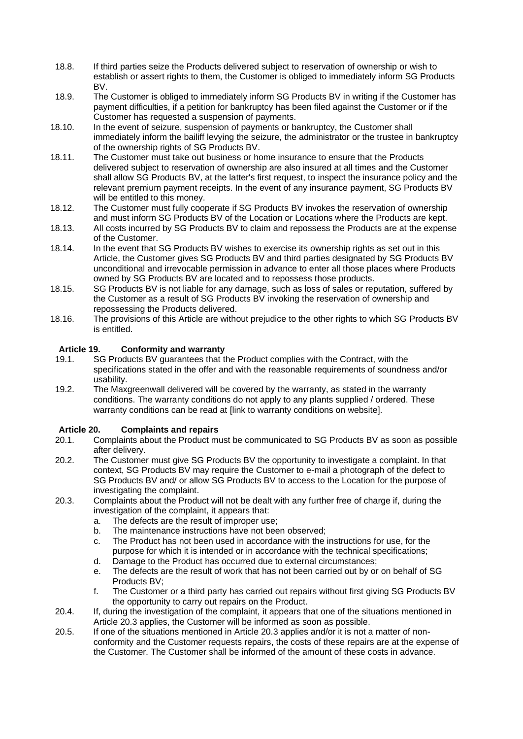18.8. If third parties seize the Products delivered subject to reservation of ownership or wish to establish or assert rights to them, the Customer is obliged to immediately inform SG Products BV.

18.9. The Customer is obliged to immediately inform SG Products BV in writing if the Customer has payment difficulties, if a petition for bankruptcy has been filed against the Customer or if the Customer has requested a suspension of payments.

18.10. In the event of seizure, suspension of payments or bankruptcy, the Customer shall immediately inform the bailiff levying the seizure, the administrator or the trustee in bankruptcy of the ownership rights of SG Products BV.

18.11. The Customer must take out business or home insurance to ensure that the Products delivered subject to reservation of ownership are also insured at all times and the Customer shall allow SG Products BV, at the latter's first request, to inspect the insurance policy and the relevant premium payment receipts. In the event of any insurance payment, SG Products BV will be entitled to this money.

18.12. The Customer must fully cooperate if SG Products BV invokes the reservation of ownership and must inform SG Products BV of the Location or Locations where the Products are kept.

18.13. All costs incurred by SG Products BV to claim and repossess the Products are at the expense of the Customer.

18.14. In the event that SG Products BV wishes to exercise its ownership rights as set out in this Article, the Customer gives SG Products BV and third parties designated by SG Products BV unconditional and irrevocable permission in advance to enter all those places where Products owned by SG Products BV are located and to repossess those products.

18.15. SG Products BV is not liable for any damage, such as loss of sales or reputation, suffered by the Customer as a result of SG Products BV invoking the reservation of ownership and repossessing the Products delivered.

18.16. The provisions of this Article are without prejudice to the other rights to which SG Products BV is entitled.

## Article 19. Conformity and warranty

19.1. SG Products BV guarantees that the Product complies with the Contract, with the specifications stated in the offer and with the reasonable requirements of soundness and/or usability.

19.2. The Maxgreenwall delivered will be covered by the warranty, as stated in the warranty conditions. The warranty conditions do not apply to any plants supplied / ordered. These warranty conditions can be read at [link to warranty conditions on website].

## Article 20. Complaints and repairs

20.1. Complaints about the Product must be communicated to SG Products BV as soon as possible after delivery.

20.2. The Customer must give SG Products BV the opportunity to investigate a complaint. In that context, SG Products BV may require the Customer to e-mail a photograph of the defect to SG Products BV and/ or allow SG Products BV to access to the Location for the purpose of investigating the complaint.

20.3. Complaints about the Product will not be dealt with any further free of charge if, during the investigation of the complaint, it appears that:

a. The defects are the result of improper use;
b. The maintenance instructions have not been observed;
c. The Product has not been used in accordance with the instructions for use, for the purpose for which it is intended or in accordance with the technical specifications;
d. Damage to the Product has occurred due to external circumstances;
e. The defects are the result of work that has not been carried out by or on behalf of SG Products BV;
f. The Customer or a third party has carried out repairs without first giving SG Products BV the opportunity to carry out repairs on the Product.

20.4. If, during the investigation of the complaint, it appears that one of the situations mentioned in Article 20.3 applies, the Customer will be informed as soon as possible.

20.5. If one of the situations mentioned in Article 20.3 applies and/or it is not a matter of non-conformity and the Customer requests repairs, the costs of these repairs are at the expense of the Customer. The Customer shall be informed of the amount of these costs in advance.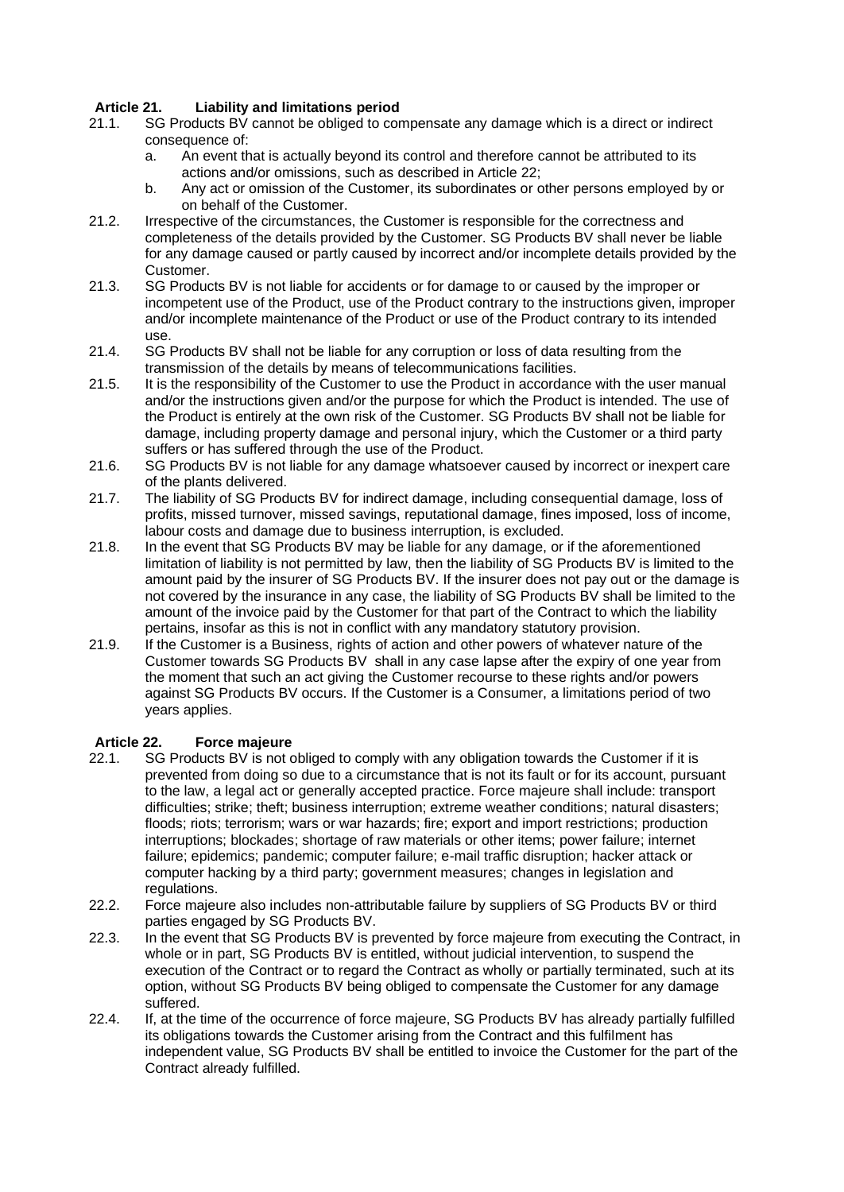## Article 21. Liability and limitations period

21.1. SG Products BV cannot be obliged to compensate any damage which is a direct or indirect consequence of:

a. An event that is actually beyond its control and therefore cannot be attributed to its actions and/or omissions, such as described in Article 22;

b. Any act or omission of the Customer, its subordinates or other persons employed by or on behalf of the Customer.

21.2. Irrespective of the circumstances, the Customer is responsible for the correctness and completeness of the details provided by the Customer. SG Products BV shall never be liable for any damage caused or partly caused by incorrect and/or incomplete details provided by the Customer.

21.3. SG Products BV is not liable for accidents or for damage to or caused by the improper or incompetent use of the Product, use of the Product contrary to the instructions given, improper and/or incomplete maintenance of the Product or use of the Product contrary to its intended use.

21.4. SG Products BV shall not be liable for any corruption or loss of data resulting from the transmission of the details by means of telecommunications facilities.

21.5. It is the responsibility of the Customer to use the Product in accordance with the user manual and/or the instructions given and/or the purpose for which the Product is intended. The use of the Product is entirely at the own risk of the Customer. SG Products BV shall not be liable for damage, including property damage and personal injury, which the Customer or a third party suffers or has suffered through the use of the Product.

21.6. SG Products BV is not liable for any damage whatsoever caused by incorrect or inexpert care of the plants delivered.

21.7. The liability of SG Products BV for indirect damage, including consequential damage, loss of profits, missed turnover, missed savings, reputational damage, fines imposed, loss of income, labour costs and damage due to business interruption, is excluded.

21.8. In the event that SG Products BV may be liable for any damage, or if the aforementioned limitation of liability is not permitted by law, then the liability of SG Products BV is limited to the amount paid by the insurer of SG Products BV. If the insurer does not pay out or the damage is not covered by the insurance in any case, the liability of SG Products BV shall be limited to the amount of the invoice paid by the Customer for that part of the Contract to which the liability pertains, insofar as this is not in conflict with any mandatory statutory provision.

21.9. If the Customer is a Business, rights of action and other powers of whatever nature of the Customer towards SG Products BV shall in any case lapse after the expiry of one year from the moment that such an act giving the Customer recourse to these rights and/or powers against SG Products BV occurs. If the Customer is a Consumer, a limitations period of two years applies.

## Article 22. Force majeure

22.1. SG Products BV is not obliged to comply with any obligation towards the Customer if it is prevented from doing so due to a circumstance that is not its fault or for its account, pursuant to the law, a legal act or generally accepted practice. Force majeure shall include: transport difficulties; strike; theft; business interruption; extreme weather conditions; natural disasters; floods; riots; terrorism; wars or war hazards; fire; export and import restrictions; production interruptions; blockades; shortage of raw materials or other items; power failure; internet failure; epidemics; pandemic; computer failure; e-mail traffic disruption; hacker attack or computer hacking by a third party; government measures; changes in legislation and regulations.

22.2. Force majeure also includes non-attributable failure by suppliers of SG Products BV or third parties engaged by SG Products BV.

22.3. In the event that SG Products BV is prevented by force majeure from executing the Contract, in whole or in part, SG Products BV is entitled, without judicial intervention, to suspend the execution of the Contract or to regard the Contract as wholly or partially terminated, such at its option, without SG Products BV being obliged to compensate the Customer for any damage suffered.

22.4. If, at the time of the occurrence of force majeure, SG Products BV has already partially fulfilled its obligations towards the Customer arising from the Contract and this fulfilment has independent value, SG Products BV shall be entitled to invoice the Customer for the part of the Contract already fulfilled.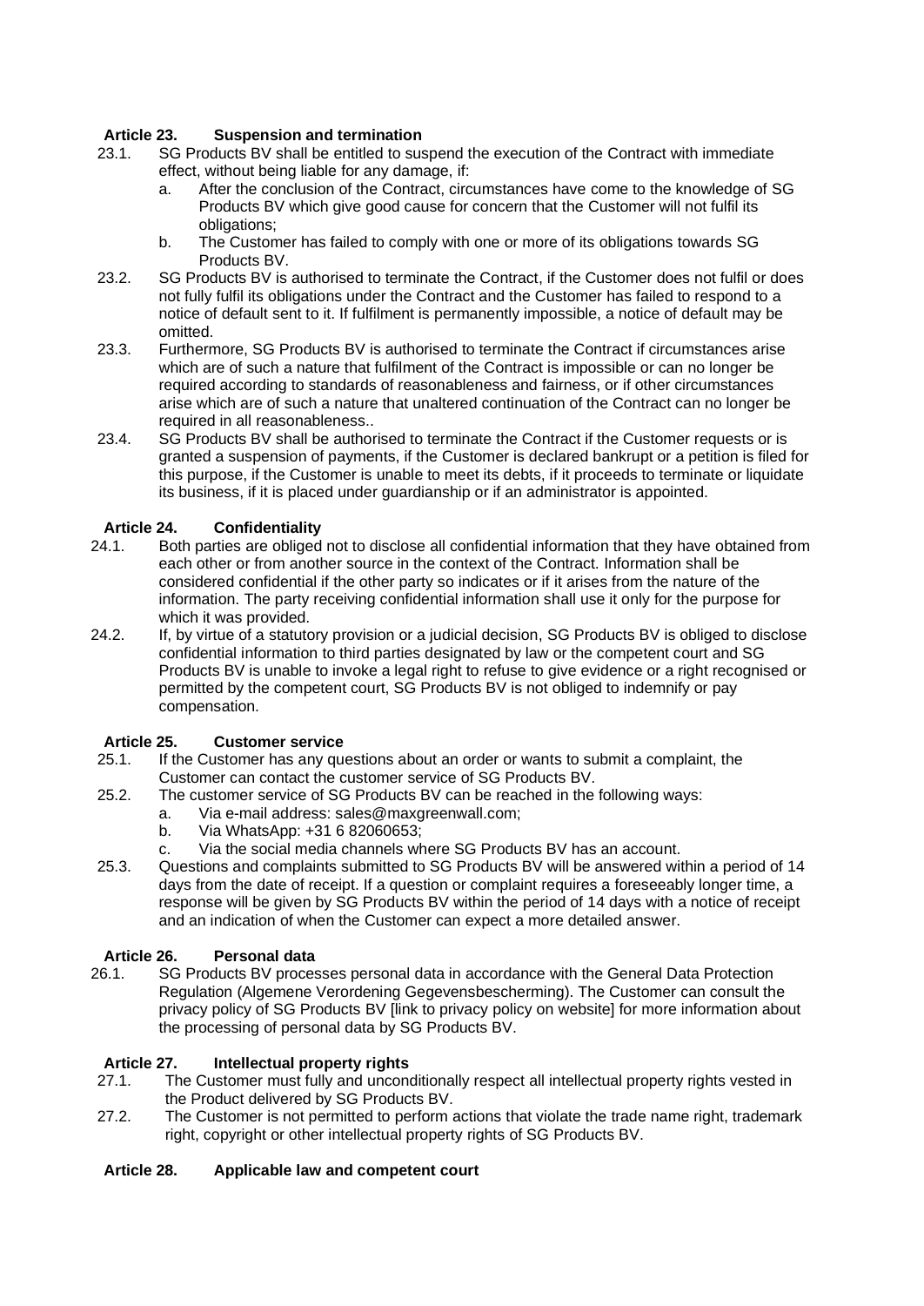### Article 23. Suspension and termination

23.1. SG Products BV shall be entitled to suspend the execution of the Contract with immediate effect, without being liable for any damage, if:

a. After the conclusion of the Contract, circumstances have come to the knowledge of SG Products BV which give good cause for concern that the Customer will not fulfil its obligations;

b. The Customer has failed to comply with one or more of its obligations towards SG Products BV.

23.2. SG Products BV is authorised to terminate the Contract, if the Customer does not fulfil or does not fully fulfil its obligations under the Contract and the Customer has failed to respond to a notice of default sent to it. If fulfilment is permanently impossible, a notice of default may be omitted.

23.3. Furthermore, SG Products BV is authorised to terminate the Contract if circumstances arise which are of such a nature that fulfilment of the Contract is impossible or can no longer be required according to standards of reasonableness and fairness, or if other circumstances arise which are of such a nature that unaltered continuation of the Contract can no longer be required in all reasonableness..

23.4. SG Products BV shall be authorised to terminate the Contract if the Customer requests or is granted a suspension of payments, if the Customer is declared bankrupt or a petition is filed for this purpose, if the Customer is unable to meet its debts, if it proceeds to terminate or liquidate its business, if it is placed under guardianship or if an administrator is appointed.

### Article 24. Confidentiality

24.1. Both parties are obliged not to disclose all confidential information that they have obtained from each other or from another source in the context of the Contract. Information shall be considered confidential if the other party so indicates or if it arises from the nature of the information. The party receiving confidential information shall use it only for the purpose for which it was provided.

24.2. If, by virtue of a statutory provision or a judicial decision, SG Products BV is obliged to disclose confidential information to third parties designated by law or the competent court and SG Products BV is unable to invoke a legal right to refuse to give evidence or a right recognised or permitted by the competent court, SG Products BV is not obliged to indemnify or pay compensation.

### Article 25. Customer service

25.1. If the Customer has any questions about an order or wants to submit a complaint, the Customer can contact the customer service of SG Products BV.

25.2. The customer service of SG Products BV can be reached in the following ways:

a. Via e-mail address: sales@maxgreenwall.com;

b. Via WhatsApp: +31 6 82060653;

c. Via the social media channels where SG Products BV has an account.

25.3. Questions and complaints submitted to SG Products BV will be answered within a period of 14 days from the date of receipt. If a question or complaint requires a foreseeably longer time, a response will be given by SG Products BV within the period of 14 days with a notice of receipt and an indication of when the Customer can expect a more detailed answer.

### Article 26. Personal data

26.1. SG Products BV processes personal data in accordance with the General Data Protection Regulation (Algemene Verordening Gegevensbescherming). The Customer can consult the privacy policy of SG Products BV [link to privacy policy on website] for more information about the processing of personal data by SG Products BV.

### Article 27. Intellectual property rights

27.1. The Customer must fully and unconditionally respect all intellectual property rights vested in the Product delivered by SG Products BV.

27.2. The Customer is not permitted to perform actions that violate the trade name right, trademark right, copyright or other intellectual property rights of SG Products BV.

### Article 28. Applicable law and competent court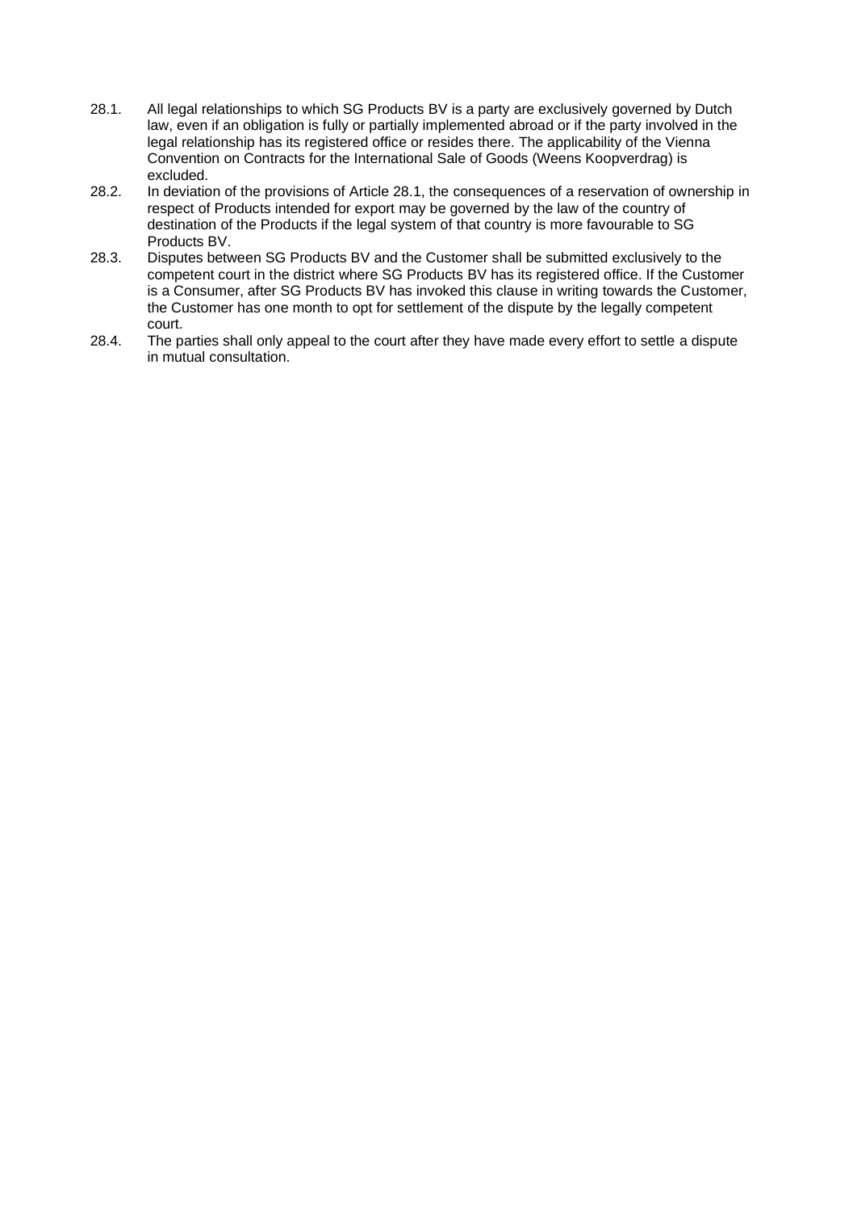28.1. All legal relationships to which SG Products BV is a party are exclusively governed by Dutch law, even if an obligation is fully or partially implemented abroad or if the party involved in the legal relationship has its registered office or resides there. The applicability of the Vienna Convention on Contracts for the International Sale of Goods (Weens Koopverdrag) is excluded.

28.2. In deviation of the provisions of Article 28.1, the consequences of a reservation of ownership in respect of Products intended for export may be governed by the law of the country of destination of the Products if the legal system of that country is more favourable to SG Products BV.

28.3. Disputes between SG Products BV and the Customer shall be submitted exclusively to the competent court in the district where SG Products BV has its registered office. If the Customer is a Consumer, after SG Products BV has invoked this clause in writing towards the Customer, the Customer has one month to opt for settlement of the dispute by the legally competent court.

28.4. The parties shall only appeal to the court after they have made every effort to settle a dispute in mutual consultation.